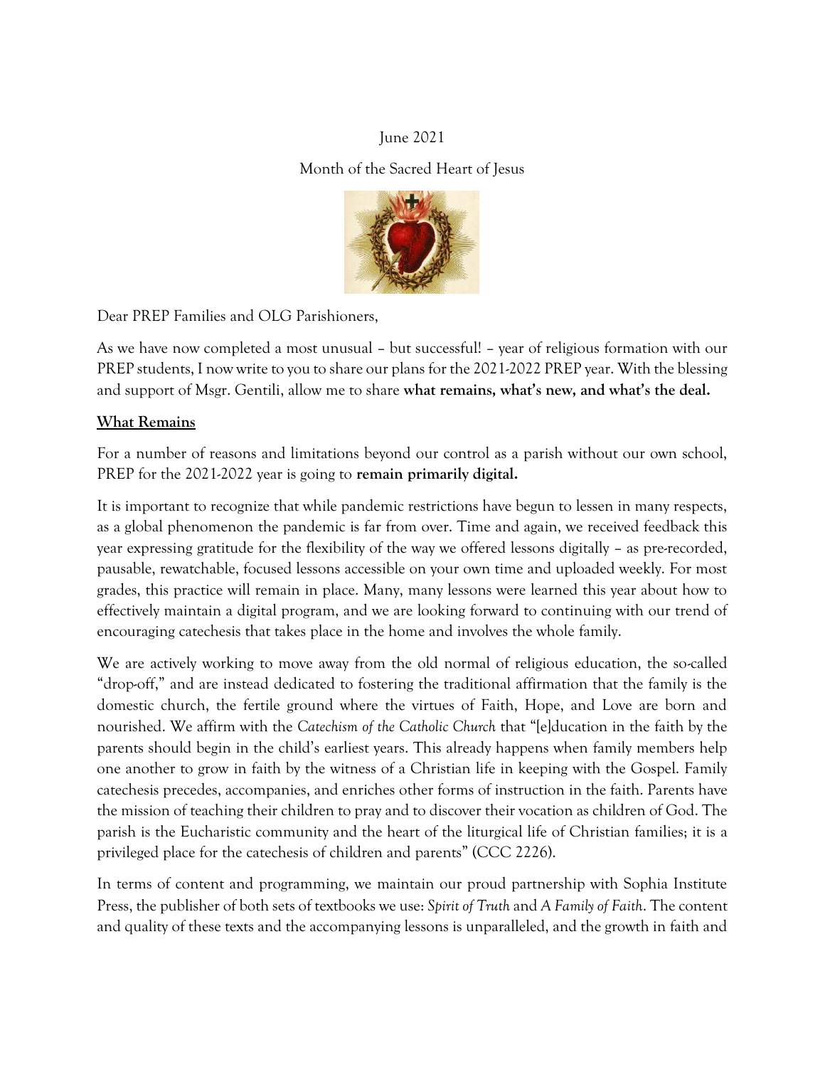June 2021

Month of the Sacred Heart of Jesus

Dear PREP Families and OLG Parishioners,

As we have now completed a most unusual – but successful! – year of religious formation with our PREP students, I now write to you to share our plans for the 2021-2022 PREP year. With the blessing and support of Msgr. Gentili, allow me to share **what remains, what's new, and what's the deal.**

## What Remains

For a number of reasons and limitations beyond our control as a parish without our own school, PREP for the 2021-2022 year is going to **remain primarily digital.**

It is important to recognize that while pandemic restrictions have begun to lessen in many respects, as a global phenomenon the pandemic is far from over. Time and again, we received feedback this year expressing gratitude for the flexibility of the way we offered lessons digitally – as pre-recorded, pausable, rewatchable, focused lessons accessible on your own time and uploaded weekly. For most grades, this practice will remain in place. Many, many lessons were learned this year about how to effectively maintain a digital program, and we are looking forward to continuing with our trend of encouraging catechesis that takes place in the home and involves the whole family.

We are actively working to move away from the old normal of religious education, the so-called "drop-off," and are instead dedicated to fostering the traditional affirmation that the family is the domestic church, the fertile ground where the virtues of Faith, Hope, and Love are born and nourished. We affirm with the *Catechism of the Catholic Church* that "[e]ducation in the faith by the parents should begin in the child's earliest years. This already happens when family members help one another to grow in faith by the witness of a Christian life in keeping with the Gospel. Family catechesis precedes, accompanies, and enriches other forms of instruction in the faith. Parents have the mission of teaching their children to pray and to discover their vocation as children of God. The parish is the Eucharistic community and the heart of the liturgical life of Christian families; it is a privileged place for the catechesis of children and parents" (CCC 2226).

In terms of content and programming, we maintain our proud partnership with Sophia Institute Press, the publisher of both sets of textbooks we use: *Spirit of Truth* and *A Family of Faith*. The content and quality of these texts and the accompanying lessons is unparalleled, and the growth in faith and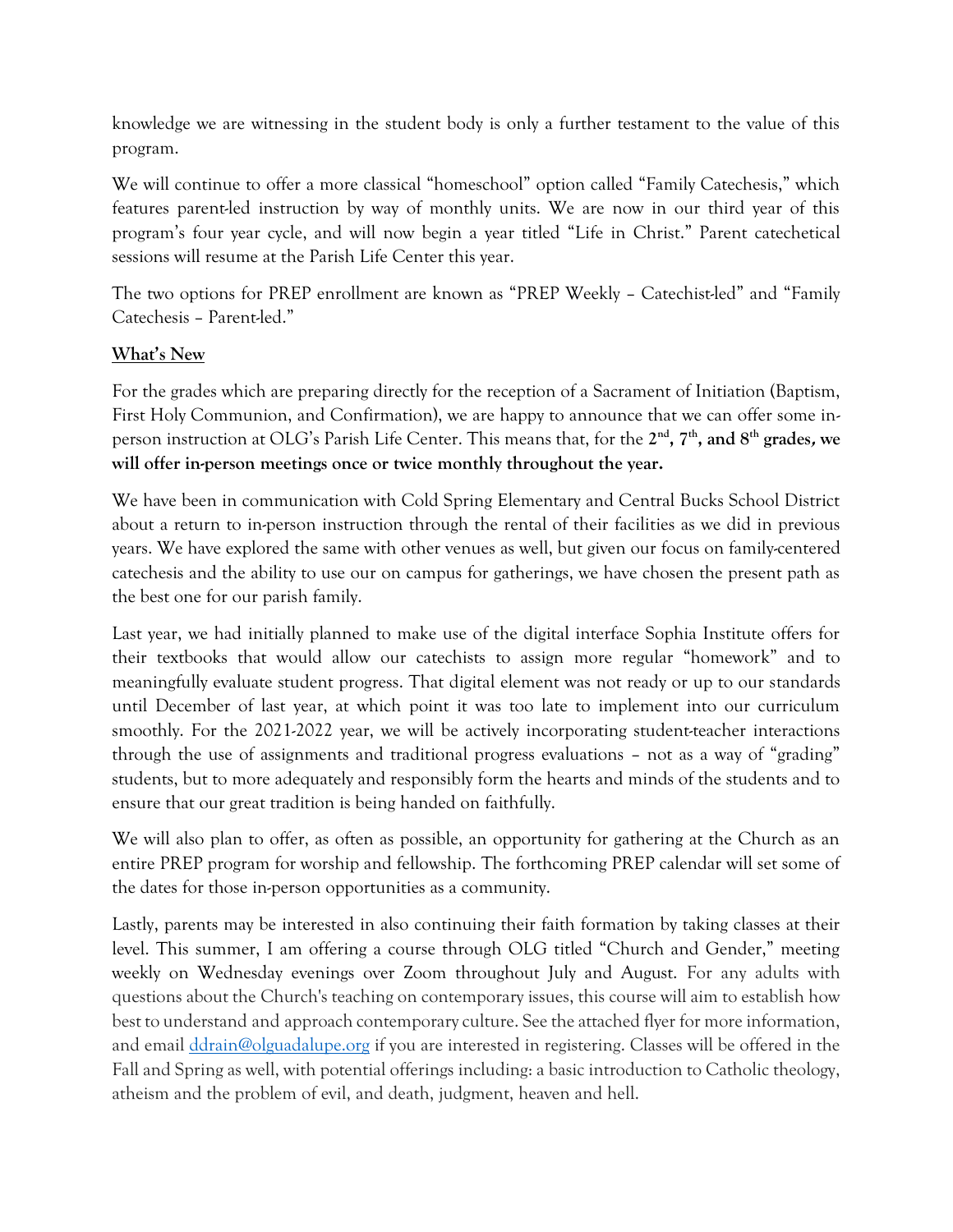knowledge we are witnessing in the student body is only a further testament to the value of this program.

We will continue to offer a more classical "homeschool" option called "Family Catechesis," which features parent-led instruction by way of monthly units. We are now in our third year of this program's four year cycle, and will now begin a year titled "Life in Christ." Parent catechetical sessions will resume at the Parish Life Center this year.

The two options for PREP enrollment are known as "PREP Weekly – Catechist-led" and "Family Catechesis – Parent-led."

**What's New**

For the grades which are preparing directly for the reception of a Sacrament of Initiation (Baptism, First Holy Communion, and Confirmation), we are happy to announce that we can offer some in-person instruction at OLG's Parish Life Center. This means that, for the **2nd, 7th, and 8th grades, we will offer in-person meetings once or twice monthly throughout the year.**

We have been in communication with Cold Spring Elementary and Central Bucks School District about a return to in-person instruction through the rental of their facilities as we did in previous years. We have explored the same with other venues as well, but given our focus on family-centered catechesis and the ability to use our on campus for gatherings, we have chosen the present path as the best one for our parish family.

Last year, we had initially planned to make use of the digital interface Sophia Institute offers for their textbooks that would allow our catechists to assign more regular "homework" and to meaningfully evaluate student progress. That digital element was not ready or up to our standards until December of last year, at which point it was too late to implement into our curriculum smoothly. For the 2021-2022 year, we will be actively incorporating student-teacher interactions through the use of assignments and traditional progress evaluations – not as a way of "grading" students, but to more adequately and responsibly form the hearts and minds of the students and to ensure that our great tradition is being handed on faithfully.

We will also plan to offer, as often as possible, an opportunity for gathering at the Church as an entire PREP program for worship and fellowship. The forthcoming PREP calendar will set some of the dates for those in-person opportunities as a community.

Lastly, parents may be interested in also continuing their faith formation by taking classes at their level. This summer, I am offering a course through OLG titled "Church and Gender," meeting weekly on Wednesday evenings over Zoom throughout July and August. For any adults with questions about the Church's teaching on contemporary issues, this course will aim to establish how best to understand and approach contemporary culture. See the attached flyer for more information, and email [ddrain@olguadalupe.org](mailto:ddrain@olguadalupe.org) if you are interested in registering. Classes will be offered in the Fall and Spring as well, with potential offerings including: a basic introduction to Catholic theology, atheism and the problem of evil, and death, judgment, heaven and hell.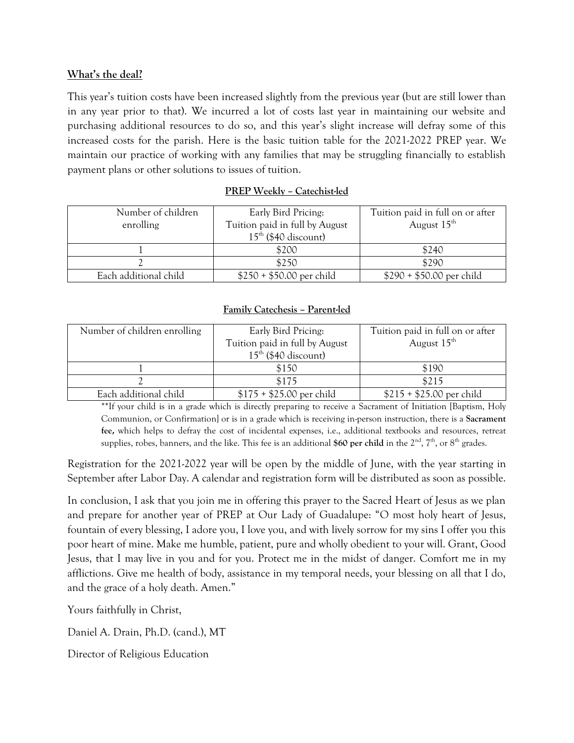**What's the deal?**

This year's tuition costs have been increased slightly from the previous year (but are still lower than in any year prior to that). We incurred a lot of costs last year in maintaining our website and purchasing additional resources to do so, and this year's slight increase will defray some of this increased costs for the parish. Here is the basic tuition table for the 2021-2022 PREP year. We maintain our practice of working with any families that may be struggling financially to establish payment plans or other solutions to issues of tuition.

**PREP Weekly – Catechist-led**

| Number of children enrolling | Early Bird Pricing: Tuition paid in full by August 15th ($40 discount) | Tuition paid in full on or after August 15th |
|---|---|---|
| 1 | $200 | $240 |
| 2 | $250 | $290 |
| Each additional child | $250 + $50.00 per child | $290 + $50.00 per child |

**Family Catechesis – Parent-led**

| Number of children enrolling | Early Bird Pricing: Tuition paid in full by August 15th ($40 discount) | Tuition paid in full on or after August 15th |
|---|---|---|
| 1 | $150 | $190 |
| 2 | $175 | $215 |
| Each additional child | $175 + $25.00 per child | $215 + $25.00 per child |

**If your child is in a grade which is directly preparing to receive a Sacrament of Initiation [Baptism, Holy Communion, or Confirmation] or is in a grade which is receiving in-person instruction, there is a **Sacrament fee,** which helps to defray the cost of incidental expenses, i.e., additional textbooks and resources, retreat supplies, robes, banners, and the like. This fee is an additional **$60 per child** in the 2nd, 7th, or 8th grades.

Registration for the 2021-2022 year will be open by the middle of June, with the year starting in September after Labor Day. A calendar and registration form will be distributed as soon as possible.

In conclusion, I ask that you join me in offering this prayer to the Sacred Heart of Jesus as we plan and prepare for another year of PREP at Our Lady of Guadalupe: "O most holy heart of Jesus, fountain of every blessing, I adore you, I love you, and with lively sorrow for my sins I offer you this poor heart of mine. Make me humble, patient, pure and wholly obedient to your will. Grant, Good Jesus, that I may live in you and for you. Protect me in the midst of danger. Comfort me in my afflictions. Give me health of body, assistance in my temporal needs, your blessing on all that I do, and the grace of a holy death. Amen."

Yours faithfully in Christ,

Daniel A. Drain, Ph.D. (cand.), MT

Director of Religious Education